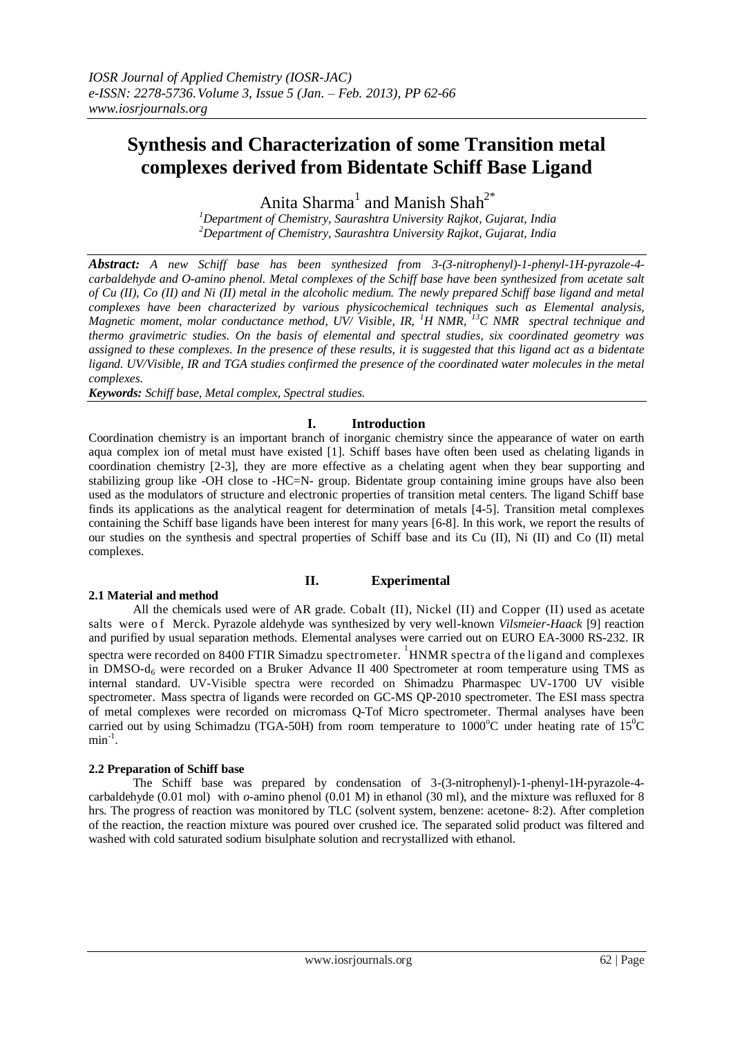# Synthesis and Characterization of some Transition metal complexes derived from Bidentate Schiff Base Ligand

Anita Sharma[1] and Manish Shah[2*]

[1]*Department of Chemistry, Saurashtra University Rajkot, Gujarat, India*
[2]*Department of Chemistry, Saurashtra University Rajkot, Gujarat, India*

***Abstract:*** *A new Schiff base has been synthesized from 3-(3-nitrophenyl)-1-phenyl-1H-pyrazole-4-carbaldehyde and O-amino phenol. Metal complexes of the Schiff base have been synthesized from acetate salt of Cu (II), Co (II) and Ni (II) metal in the alcoholic medium. The newly prepared Schiff base ligand and metal complexes have been characterized by various physicochemical techniques such as Elemental analysis, Magnetic moment, molar conductance method, UV/ Visible, IR, $^{1}H$ NMR, $^{13}C$ NMR spectral technique and thermo gravimetric studies. On the basis of elemental and spectral studies, six coordinated geometry was assigned to these complexes. In the presence of these results, it is suggested that this ligand act as a bidentate ligand. UV/Visible, IR and TGA studies confirmed the presence of the coordinated water molecules in the metal complexes.*

***Keywords:*** *Schiff base, Metal complex, Spectral studies.*

## I. Introduction

Coordination chemistry is an important branch of inorganic chemistry since the appearance of water on earth aqua complex ion of metal must have existed [1]. Schiff bases have often been used as chelating ligands in coordination chemistry [2-3], they are more effective as a chelating agent when they bear supporting and stabilizing group like -OH close to -HC=N- group. Bidentate group containing imine groups have also been used as the modulators of structure and electronic properties of transition metal centers. The ligand Schiff base finds its applications as the analytical reagent for determination of metals [4-5]. Transition metal complexes containing the Schiff base ligands have been interest for many years [6-8]. In this work, we report the results of our studies on the synthesis and spectral properties of Schiff base and its Cu (II), Ni (II) and Co (II) metal complexes.

## II. Experimental

### 2.1 Material and method

All the chemicals used were of AR grade. Cobalt (II), Nickel (II) and Copper (II) used as acetate salts were of Merck. Pyrazole aldehyde was synthesized by very well-known *Vilsmeier-Haack* [9] reaction and purified by usual separation methods. Elemental analyses were carried out on EURO EA-3000 RS-232. IR spectra were recorded on 8400 FTIR Simadzu spectrometer. $^{1}$HNMR spectra of the ligand and complexes in DMSO-$d_6$ were recorded on a Bruker Advance II 400 Spectrometer at room temperature using TMS as internal standard. UV-Visible spectra were recorded on Shimadzu Pharmaspec UV-1700 UV visible spectrometer. Mass spectra of ligands were recorded on GC-MS QP-2010 spectrometer. The ESI mass spectra of metal complexes were recorded on micromass Q-Tof Micro spectrometer. Thermal analyses have been carried out by using Schimadzu (TGA-50H) from room temperature to 1000$^{o}$C under heating rate of 15$^{0}$C $min^{-1}$.

### 2.2 Preparation of Schiff base

The Schiff base was prepared by condensation of 3-(3-nitrophenyl)-1-phenyl-1H-pyrazole-4-carbaldehyde (0.01 mol) with *o*-amino phenol (0.01 M) in ethanol (30 ml), and the mixture was refluxed for 8 hrs. The progress of reaction was monitored by TLC (solvent system, benzene: acetone- 8:2). After completion of the reaction, the reaction mixture was poured over crushed ice. The separated solid product was filtered and washed with cold saturated sodium bisulphate solution and recrystallized with ethanol.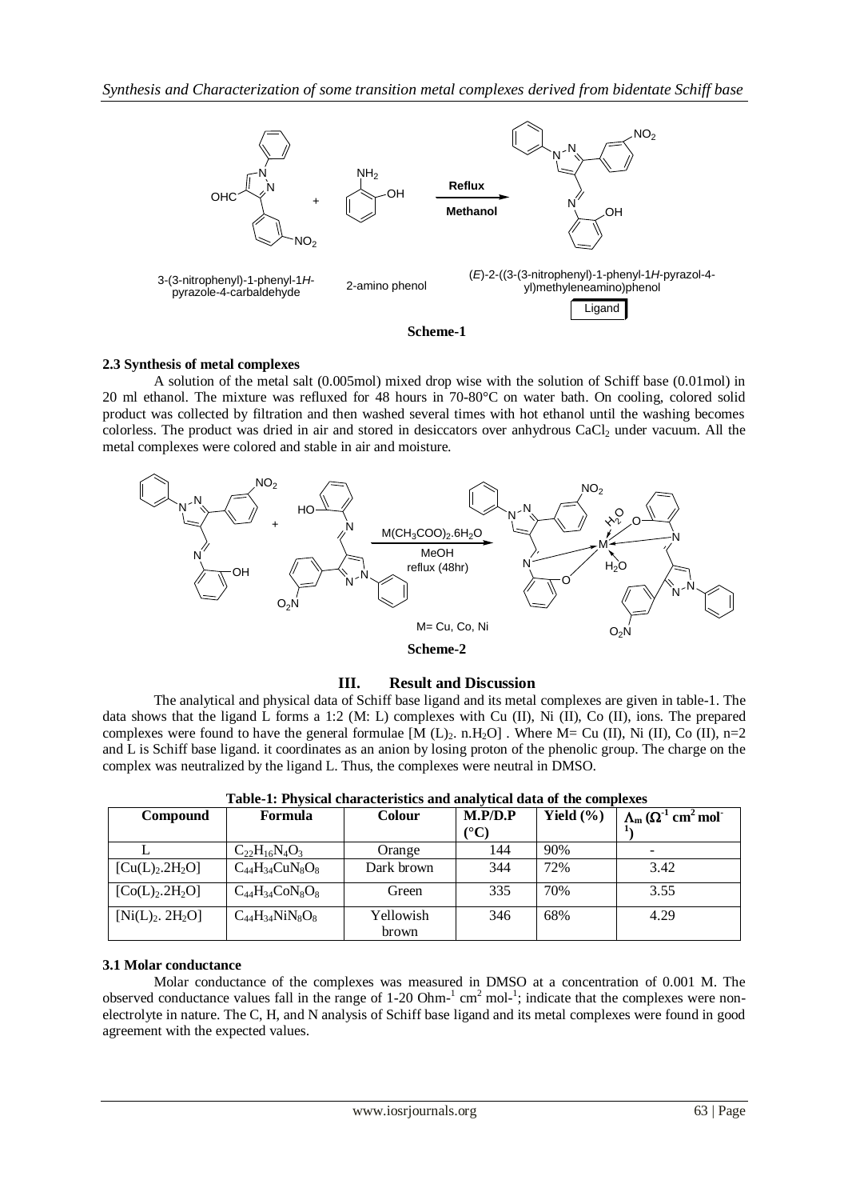Scheme-1

**2.3 Synthesis of metal complexes**

A solution of the metal salt (0.005mol) mixed drop wise with the solution of Schiff base (0.01mol) in 20 ml ethanol. The mixture was refluxed for 48 hours in 70-80°C on water bath. On cooling, colored solid product was collected by filtration and then washed several times with hot ethanol until the washing becomes colorless. The product was dried in air and stored in desiccators over anhydrous $CaCl_2$ under vacuum. All the metal complexes were colored and stable in air and moisture.

Scheme-2

## III. Result and Discussion

The analytical and physical data of Schiff base ligand and its metal complexes are given in table-1. The data shows that the ligand L forms a 1:2 (M: L) complexes with Cu (II), Ni (II), Co (II), ions. The prepared complexes were found to have the general formulae [M $(L)_2$. n.$H_2O$] . Where M= Cu (II), Ni (II), Co (II), n=2 and L is Schiff base ligand. it coordinates as an anion by losing proton of the phenolic group. The charge on the complex was neutralized by the ligand L. Thus, the complexes were neutral in DMSO.

**Table-1: Physical characteristics and analytical data of the complexes**

| Compound | Formula | Colour | M.P/D.P (°C) | Yield (%) | $\Lambda_m$ ($\Omega^{-1}$ $cm^2$ $mol^{-1}$) |
|---|---|---|---|---|---|
| L | $C_{22}H_{16}N_4O_3$ | Orange | 144 | 90% | - |
| $[Cu(L)_2.2H_2O]$ | $C_{44}H_{34}CuN_8O_8$ | Dark brown | 344 | 72% | 3.42 |
| $[Co(L)_2.2H_2O]$ | $C_{44}H_{34}CoN_8O_8$ | Green | 335 | 70% | 3.55 |
| $[Ni(L)_2. 2H_2O]$ | $C_{44}H_{34}NiN_8O_8$ | Yellowish brown | 346 | 68% | 4.29 |

**3.1 Molar conductance**

Molar conductance of the complexes was measured in DMSO at a concentration of 0.001 M. The observed conductance values fall in the range of 1-20 $Ohm^{-1}$ $cm^2$ $mol^{-1}$; indicate that the complexes were non-electrolyte in nature. The C, H, and N analysis of Schiff base ligand and its metal complexes were found in good agreement with the expected values.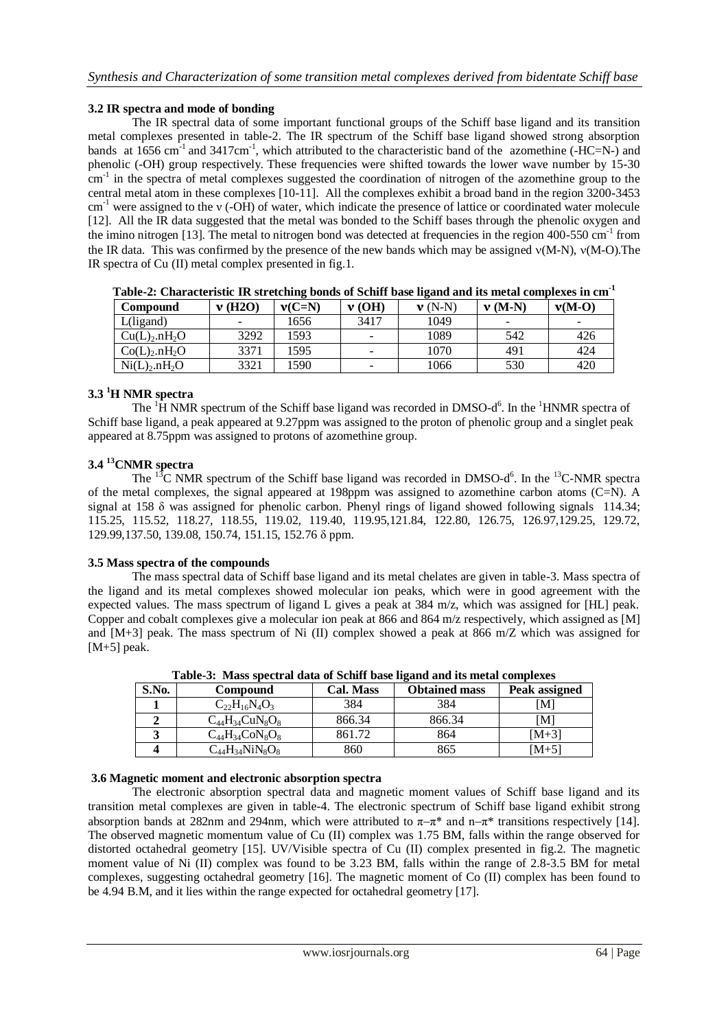### 3.2 IR spectra and mode of bonding

The IR spectral data of some important functional groups of the Schiff base ligand and its transition metal complexes presented in table-2. The IR spectrum of the Schiff base ligand showed strong absorption bands at 1656 $cm^{-1}$ and 3417$cm^{-1}$, which attributed to the characteristic band of the azomethine (-HC=N-) and phenolic (-OH) group respectively. These frequencies were shifted towards the lower wave number by 15-30 $cm^{-1}$ in the spectra of metal complexes suggested the coordination of nitrogen of the azomethine group to the central metal atom in these complexes [10-11]. All the complexes exhibit a broad band in the region 3200-3453 $cm^{-1}$ were assigned to the ν (-OH) of water, which indicate the presence of lattice or coordinated water molecule [12]. All the IR data suggested that the metal was bonded to the Schiff bases through the phenolic oxygen and the imino nitrogen [13]. The metal to nitrogen bond was detected at frequencies in the region 400-550 $cm^{-1}$ from the IR data. This was confirmed by the presence of the new bands which may be assigned ν(M-N), ν(M-O).The IR spectra of Cu (II) metal complex presented in fig.1.

**Table-2: Characteristic IR stretching bonds of Schiff base ligand and its metal complexes in $cm^{-1}$**

| Compound | ν (H2O) | ν(C=N) | ν (OH) | ν (N-N) | ν (M-N) | ν(M-O) |
|---|---|---|---|---|---|---|
| L(ligand) | - | 1656 | 3417 | 1049 | - | - |
| $Cu(L)_2.nH_2O$ | 3292 | 1593 | - | 1089 | 542 | 426 |
| $Co(L)_2.nH_2O$ | 3371 | 1595 | - | 1070 | 491 | 424 |
| $Ni(L)_2.nH_2O$ | 3321 | 1590 | - | 1066 | 530 | 420 |

### 3.3 $^1$H NMR spectra

The $^1$H NMR spectrum of the Schiff base ligand was recorded in DMSO-$d^6$. In the $^1$HNMR spectra of Schiff base ligand, a peak appeared at 9.27ppm was assigned to the proton of phenolic group and a singlet peak appeared at 8.75ppm was assigned to protons of azomethine group.

### 3.4 $^{13}$CNMR spectra

The $^{13}$C NMR spectrum of the Schiff base ligand was recorded in DMSO-$d^6$. In the $^{13}$C-NMR spectra of the metal complexes, the signal appeared at 198ppm was assigned to azomethine carbon atoms (C=N). A signal at 158 δ was assigned for phenolic carbon. Phenyl rings of ligand showed following signals 114.34; 115.25, 115.52, 118.27, 118.55, 119.02, 119.40, 119.95,121.84, 122.80, 126.75, 126.97,129.25, 129.72, 129.99,137.50, 139.08, 150.74, 151.15, 152.76 δ ppm.

### 3.5 Mass spectra of the compounds

The mass spectral data of Schiff base ligand and its metal chelates are given in table-3. Mass spectra of the ligand and its metal complexes showed molecular ion peaks, which were in good agreement with the expected values. The mass spectrum of ligand L gives a peak at 384 m/z, which was assigned for [HL] peak. Copper and cobalt complexes give a molecular ion peak at 866 and 864 m/z respectively, which assigned as [M] and [M+3] peak. The mass spectrum of Ni (II) complex showed a peak at 866 m/Z which was assigned for [M+5] peak.

**Table-3: Mass spectral data of Schiff base ligand and its metal complexes**

| S.No. | Compound | Cal. Mass | Obtained mass | Peak assigned |
|---|---|---|---|---|
| **1** | $C_{22}H_{16}N_4O_3$ | 384 | 384 | [M] |
| **2** | $C_{44}H_{34}CuN_8O_8$ | 866.34 | 866.34 | [M] |
| **3** | $C_{44}H_{34}CoN_8O_8$ | 861.72 | 864 | [M+3] |
| **4** | $C_{44}H_{34}NiN_8O_8$ | 860 | 865 | [M+5] |

### 3.6 Magnetic moment and electronic absorption spectra

The electronic absorption spectral data and magnetic moment values of Schiff base ligand and its transition metal complexes are given in table-4. The electronic spectrum of Schiff base ligand exhibit strong absorption bands at 282nm and 294nm, which were attributed to $\pi$–$\pi^*$ and n–$\pi^*$ transitions respectively [14]. The observed magnetic momentum value of Cu (II) complex was 1.75 BM, falls within the range observed for distorted octahedral geometry [15]. UV/Visible spectra of Cu (II) complex presented in fig.2. The magnetic moment value of Ni (II) complex was found to be 3.23 BM, falls within the range of 2.8-3.5 BM for metal complexes, suggesting octahedral geometry [16]. The magnetic moment of Co (II) complex has been found to be 4.94 B.M, and it lies within the range expected for octahedral geometry [17].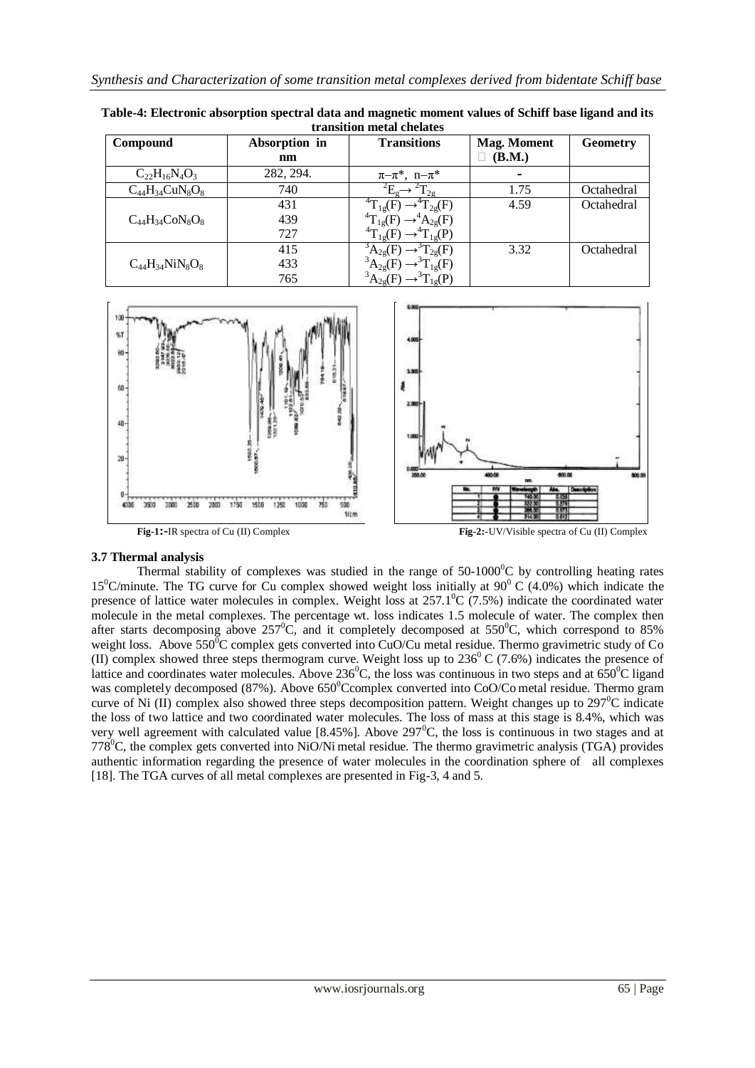**Table-4: Electronic absorption spectral data and magnetic moment values of Schiff base ligand and its transition metal chelates**

| Compound | Absorption in nm | Transitions | Mag. Moment $\mu$ (B.M.) | Geometry |
|---|---|---|---|---|
| $C_{22}H_{16}N_4O_3$ | 282, 294. | $\pi-\pi^*$, $n-\pi^*$ | - | |
| $C_{44}H_{34}CuN_8O_8$ | 740 | ${}^2E_g \rightarrow {}^2T_{2g}$ | 1.75 | Octahedral |
| $C_{44}H_{34}CoN_8O_8$ | 431 | ${}^4T_{1g}(F) \rightarrow {}^4T_{2g}(F)$ | 4.59 | Octahedral |
| | 439 | ${}^4T_{1g}(F) \rightarrow {}^4A_{2g}(F)$ | | |
| | 727 | ${}^4T_{1g}(F) \rightarrow {}^4T_{1g}(P)$ | | |
| $C_{44}H_{34}NiN_8O_8$ | 415 | ${}^3A_{2g}(F) \rightarrow {}^3T_{2g}(F)$ | 3.32 | Octahedral |
| | 433 | ${}^3A_{2g}(F) \rightarrow {}^3T_{1g}(F)$ | | |
| | 765 | ${}^3A_{2g}(F) \rightarrow {}^3T_{1g}(P)$ | | |

**Fig-1:-**IR spectra of Cu (II) Complex

**Fig-2:-**UV/Visible spectra of Cu (II) Complex

### 3.7 Thermal analysis

Thermal stability of complexes was studied in the range of 50-1000$^0$C by controlling heating rates 15$^0$C/minute. The TG curve for Cu complex showed weight loss initially at 90$^0$ C (4.0%) which indicate the presence of lattice water molecules in complex. Weight loss at 257.1$^0$C (7.5%) indicate the coordinated water molecule in the metal complexes. The percentage wt. loss indicates 1.5 molecule of water. The complex then after starts decomposing above 257$^0$C, and it completely decomposed at 550$^0$C, which correspond to 85% weight loss. Above 550$^0$C complex gets converted into CuO/Cu metal residue. Thermo gravimetric study of Co (II) complex showed three steps thermogram curve. Weight loss up to 236$^0$ C (7.6%) indicates the presence of lattice and coordinates water molecules. Above 236$^0$C, the loss was continuous in two steps and at 650$^0$C ligand was completely decomposed (87%). Above 650$^0$Ccomplex converted into CoO/Co metal residue. Thermo gram curve of Ni (II) complex also showed three steps decomposition pattern. Weight changes up to 297$^0$C indicate the loss of two lattice and two coordinated water molecules. The loss of mass at this stage is 8.4%, which was very well agreement with calculated value [8.45%]. Above 297$^0$C, the loss is continuous in two stages and at 778$^0$C, the complex gets converted into NiO/Ni metal residue. The thermo gravimetric analysis (TGA) provides authentic information regarding the presence of water molecules in the coordination sphere of all complexes [18]. The TGA curves of all metal complexes are presented in Fig-3, 4 and 5.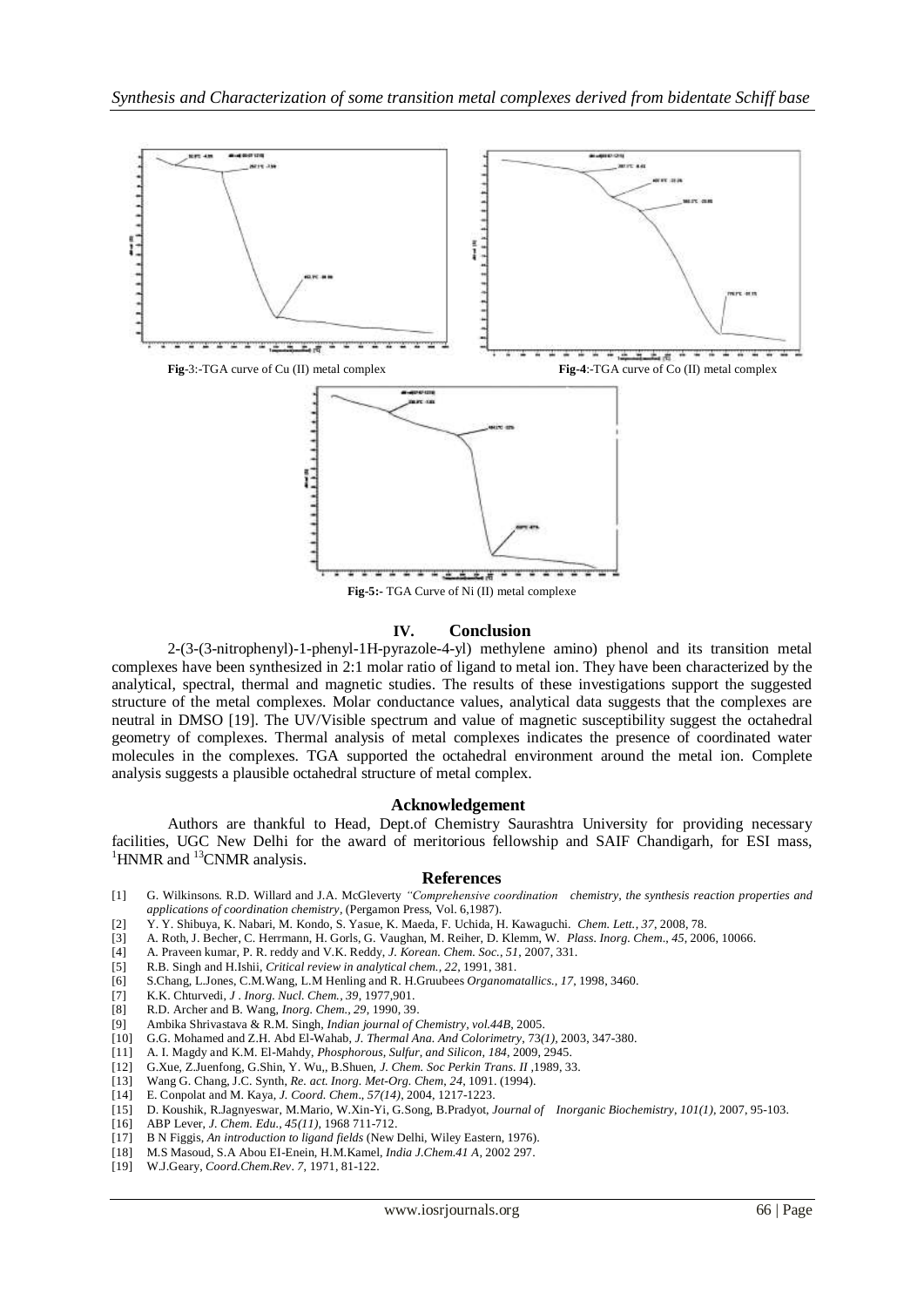Fig-3:-TGA curve of Cu (II) metal complex

Fig-4:-TGA curve of Co (II) metal complex

Fig-5:- TGA Curve of Ni (II) metal complexe

## IV. Conclusion

2-(3-(3-nitrophenyl)-1-phenyl-1H-pyrazole-4-yl) methylene amino) phenol and its transition metal complexes have been synthesized in 2:1 molar ratio of ligand to metal ion. They have been characterized by the analytical, spectral, thermal and magnetic studies. The results of these investigations support the suggested structure of the metal complexes. Molar conductance values, analytical data suggests that the complexes are neutral in DMSO [19]. The UV/Visible spectrum and value of magnetic susceptibility suggest the octahedral geometry of complexes. Thermal analysis of metal complexes indicates the presence of coordinated water molecules in the complexes. TGA supported the octahedral environment around the metal ion. Complete analysis suggests a plausible octahedral structure of metal complex.

## Acknowledgement

Authors are thankful to Head, Dept.of Chemistry Saurashtra University for providing necessary facilities, UGC New Delhi for the award of meritorious fellowship and SAIF Chandigarh, for ESI mass, $^{1}$HNMR and $^{13}$CNMR analysis.

## References

[1] G. Wilkinsons. R.D. Willard and J.A. McGleverty *"Comprehensive coordination chemistry, the synthesis reaction properties and applications of coordination chemistry*, (Pergamon Press, Vol. 6,1987).
[2] Y. Y. Shibuya, K. Nabari, M. Kondo, S. Yasue, K. Maeda, F. Uchida, H. Kawaguchi. *Chem. Lett., 37*, 2008, 78.
[3] A. Roth, J. Becher, C. Herrmann, H. Gorls, G. Vaughan, M. Reiher, D. Klemm, W. *Plass. Inorg. Chem., 45*, 2006, 10066.
[4] A. Praveen kumar, P. R. reddy and V.K. Reddy, *J. Korean. Chem. Soc., 51*, 2007, 331.
[5] R.B. Singh and H.Ishii, *Critical review in analytical chem., 22*, 1991, 381.
[6] S.Chang, L.Jones, C.M.Wang, L.M Henling and R. H.Gruubees *Organomatallics., 17*, 1998, 3460.
[7] K.K. Chturvedi, *J . Inorg. Nucl. Chem., 39*, 1977,901.
[8] R.D. Archer and B. Wang, *Inorg. Chem., 29*, 1990, 39.
[9] Ambika Shrivastava & R.M. Singh, *Indian journal of Chemistry, vol.44B*, 2005.
[10] G.G. Mohamed and Z.H. Abd El-Wahab, *J. Thermal Ana. And Colorimetry*, 73*(1)*, 2003, 347-380.
[11] A. I. Magdy and K.M. El-Mahdy, *Phosphorous, Sulfur, and Silicon, 184*, 2009, 2945.
[12] G.Xue, Z.Juenfong, G.Shin, Y. Wu,, B.Shuen, *J. Chem. Soc Perkin Trans. II* ,1989, 33.
[13] Wang G. Chang, J.C. Synth, *Re. act. Inorg. Met-Org. Chem, 24*, 1091. (1994).
[14] E. Conpolat and M. Kaya, *J. Coord. Chem., 57(14)*, 2004, 1217-1223.
[15] D. Koushik, R.Jagnyeswar, M.Mario, W.Xin-Yi, G.Song, B.Pradyot, *Journal of Inorganic Biochemistry, 101(1)*, 2007, 95-103.
[16] ABP Lever, *J. Chem. Edu., 45(11)*, 1968 711-712.
[17] B N Figgis, *An introduction to ligand fields* (New Delhi, Wiley Eastern, 1976).
[18] M.S Masoud, S.A Abou EI-Enein, H.M.Kamel, *India J.Chem.41 A*, 2002 297.
[19] W.J.Geary, *Coord.Chem.Rev. 7*, 1971, 81-122.